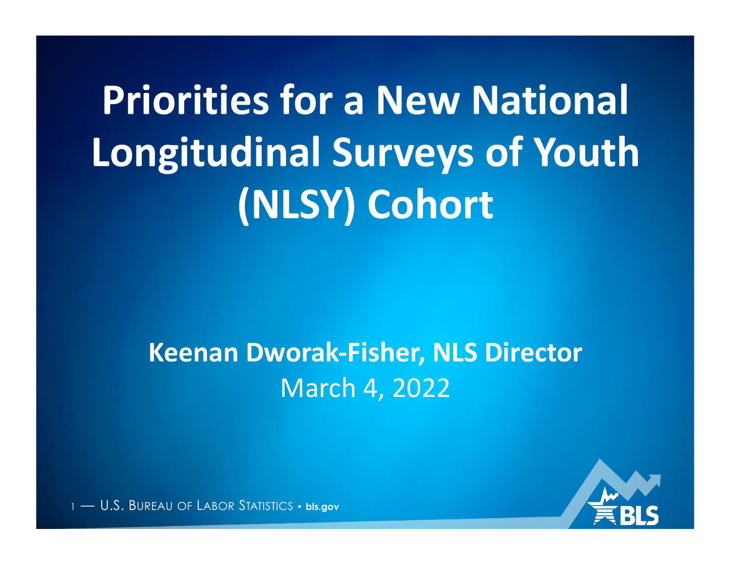# Priorities for a New National Longitudinal Surveys of Youth (NLSY) Cohort

**Keenan Dworak-Fisher, NLS Director**

March 4, 2022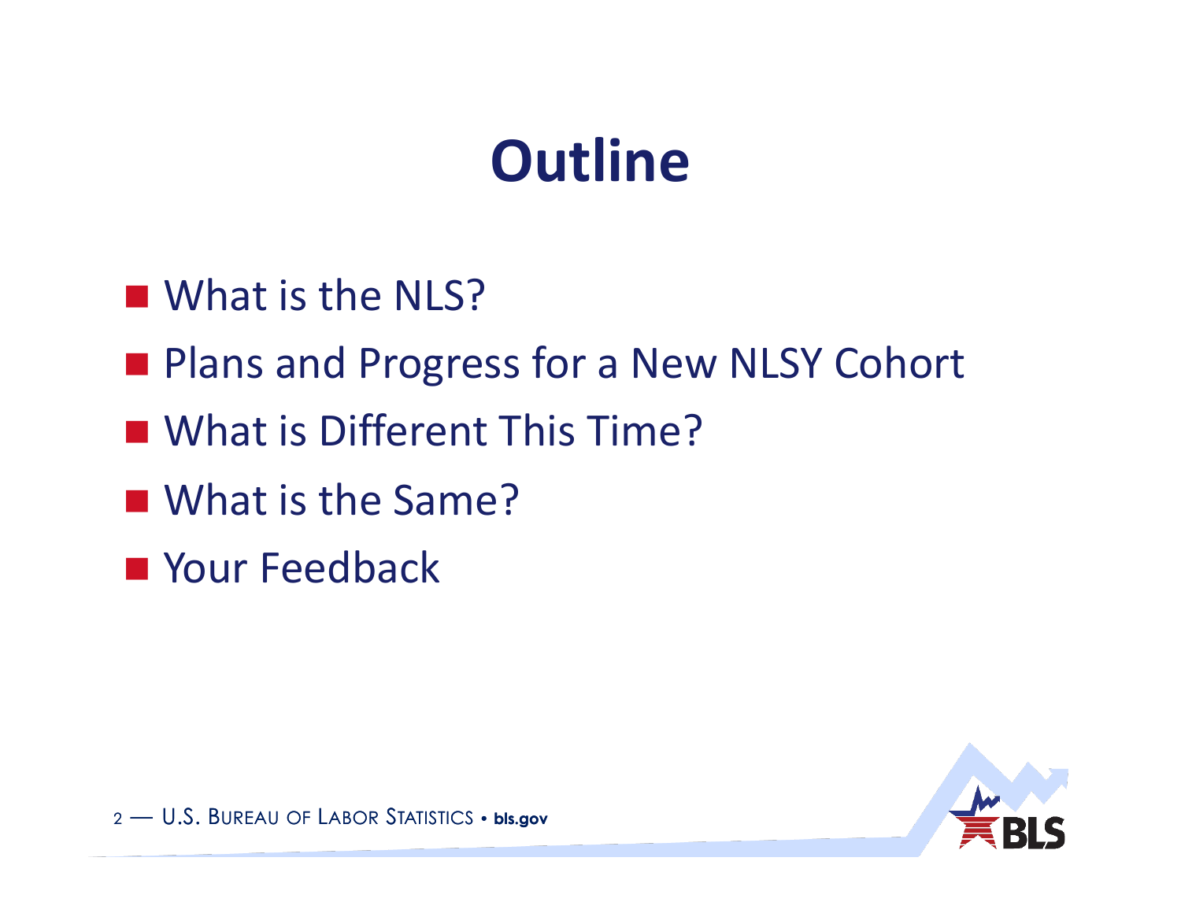# Outline

- What is the NLS?
- Plans and Progress for a New NLSY Cohort
- What is Different This Time?
- What is the Same?
- Your Feedback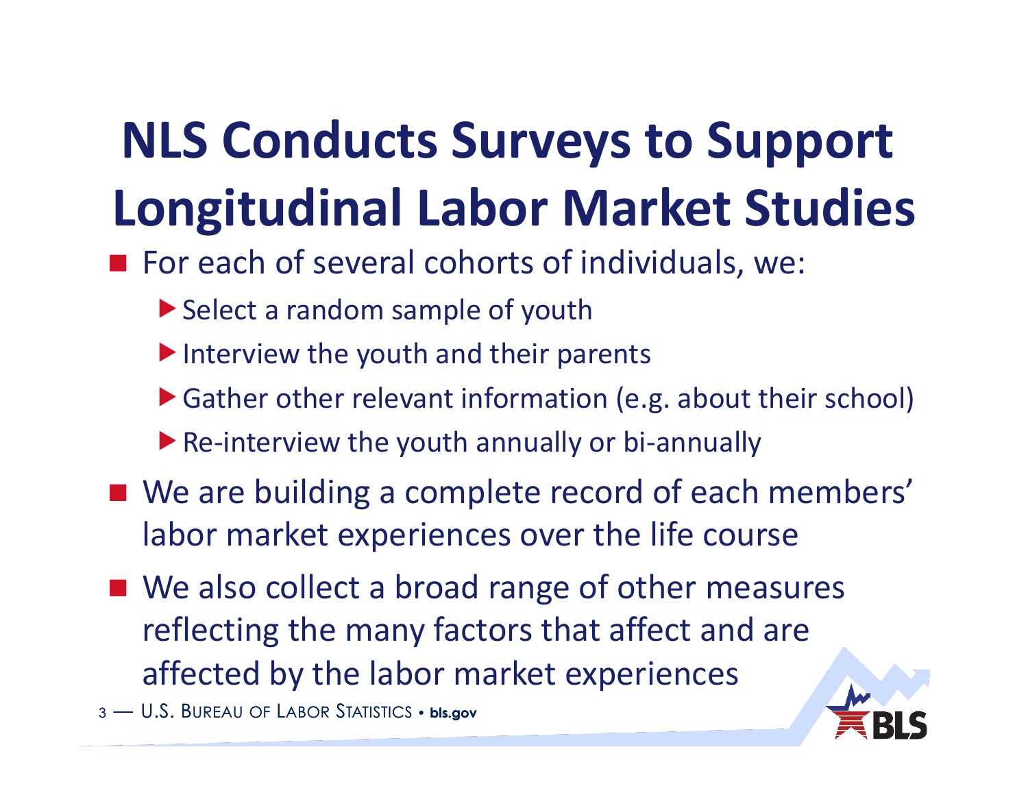# NLS Conducts Surveys to Support Longitudinal Labor Market Studies

- For each of several cohorts of individuals, we:
  - Select a random sample of youth
  - Interview the youth and their parents
  - Gather other relevant information (e.g. about their school)
  - Re-interview the youth annually or bi-annually
- We are building a complete record of each members' labor market experiences over the life course
- We also collect a broad range of other measures reflecting the many factors that affect and are affected by the labor market experiences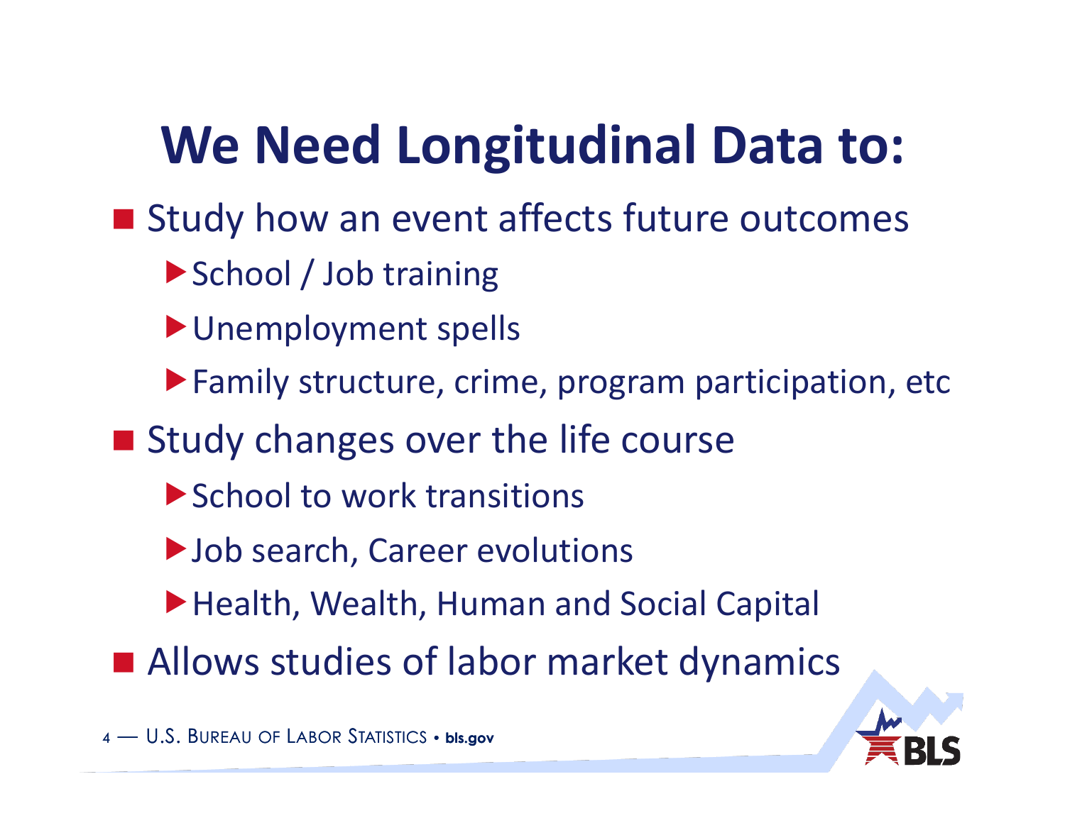# We Need Longitudinal Data to:

- Study how an event affects future outcomes
  - School / Job training
  - Unemployment spells
  - Family structure, crime, program participation, etc
- Study changes over the life course
  - School to work transitions
  - Job search, Career evolutions
  - Health, Wealth, Human and Social Capital
- Allows studies of labor market dynamics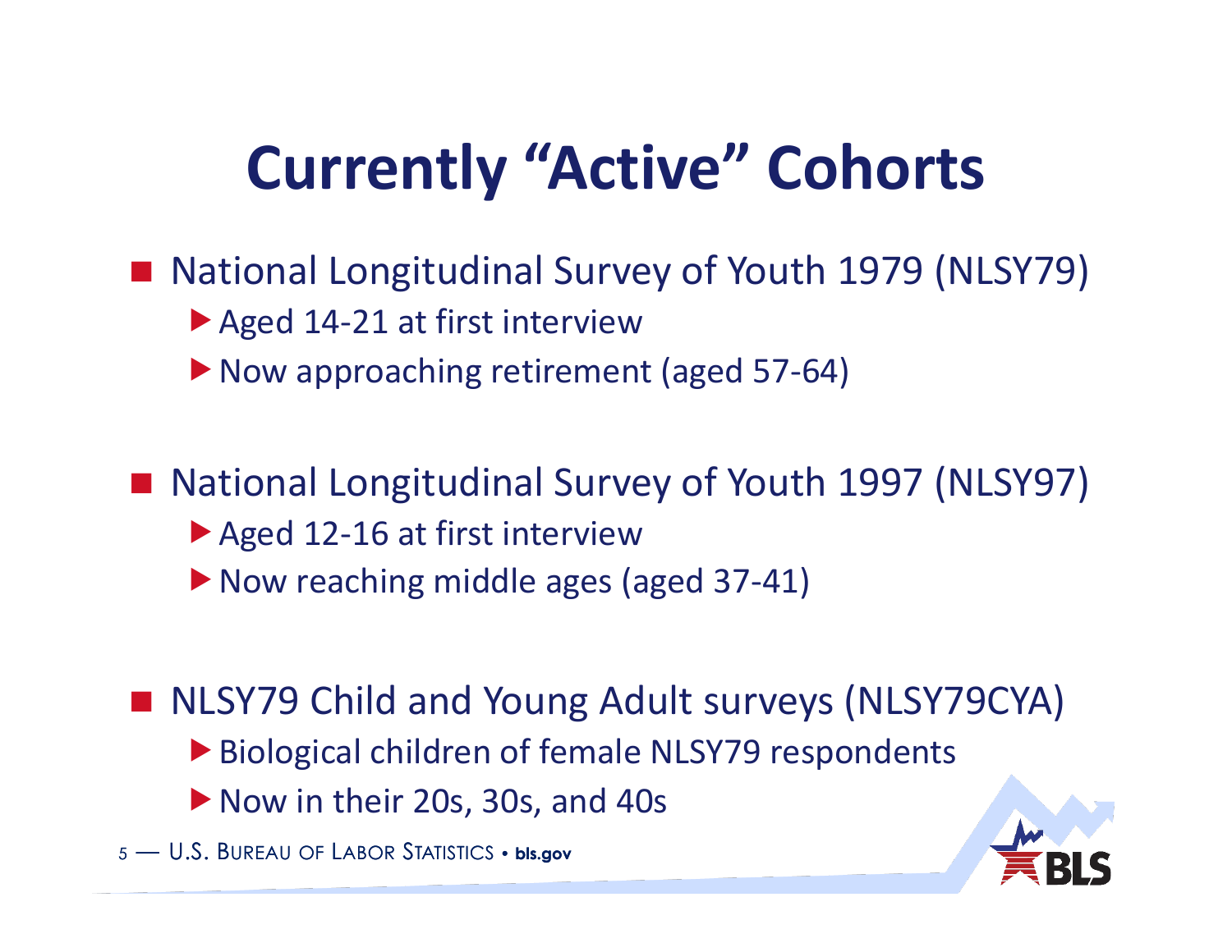# Currently "Active" Cohorts

- National Longitudinal Survey of Youth 1979 (NLSY79)
  - Aged 14-21 at first interview
  - Now approaching retirement (aged 57-64)

- National Longitudinal Survey of Youth 1997 (NLSY97)
  - Aged 12-16 at first interview
  - Now reaching middle ages (aged 37-41)

- NLSY79 Child and Young Adult surveys (NLSY79CYA)
  - Biological children of female NLSY79 respondents
  - Now in their 20s, 30s, and 40s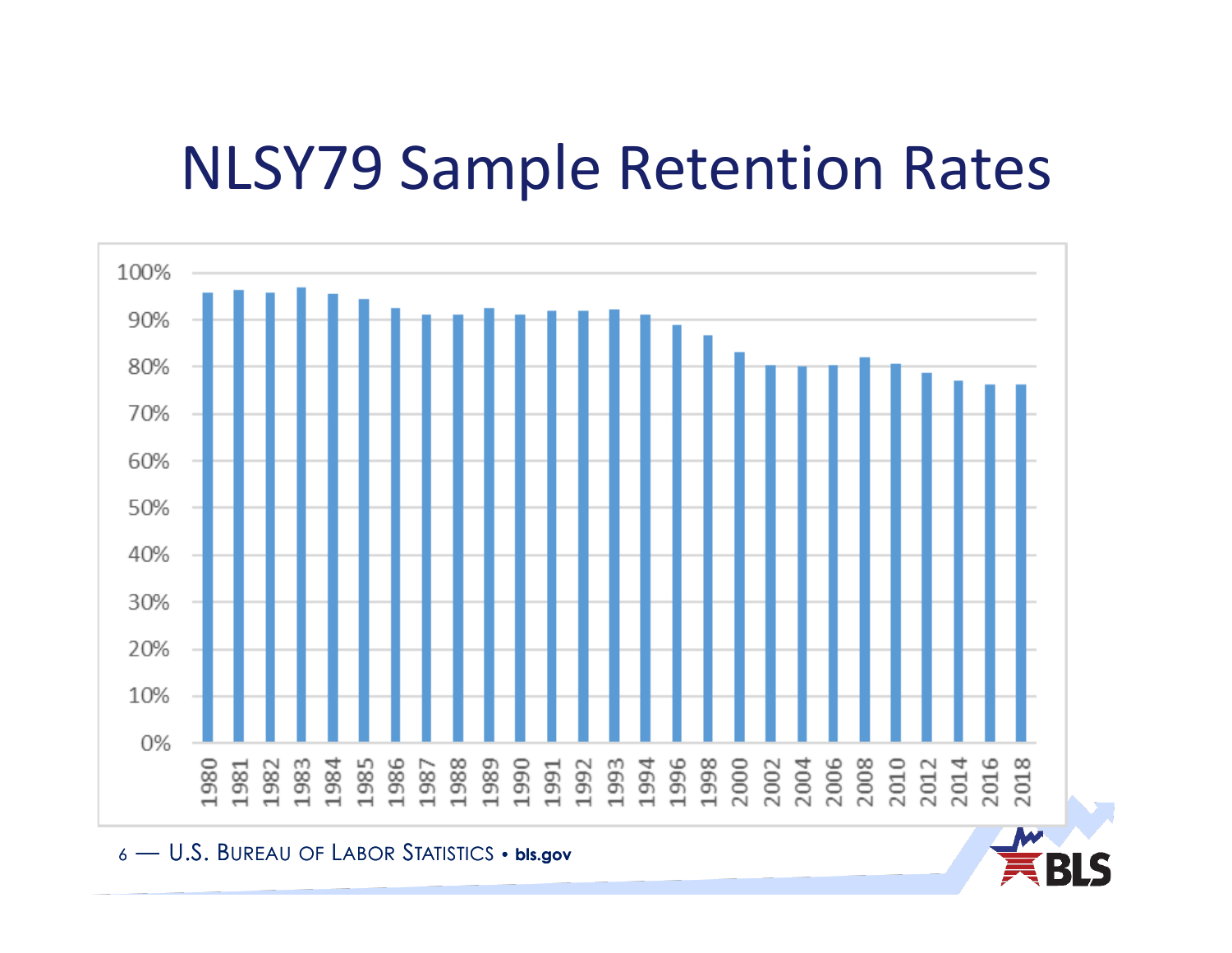# NLSY79 Sample Retention Rates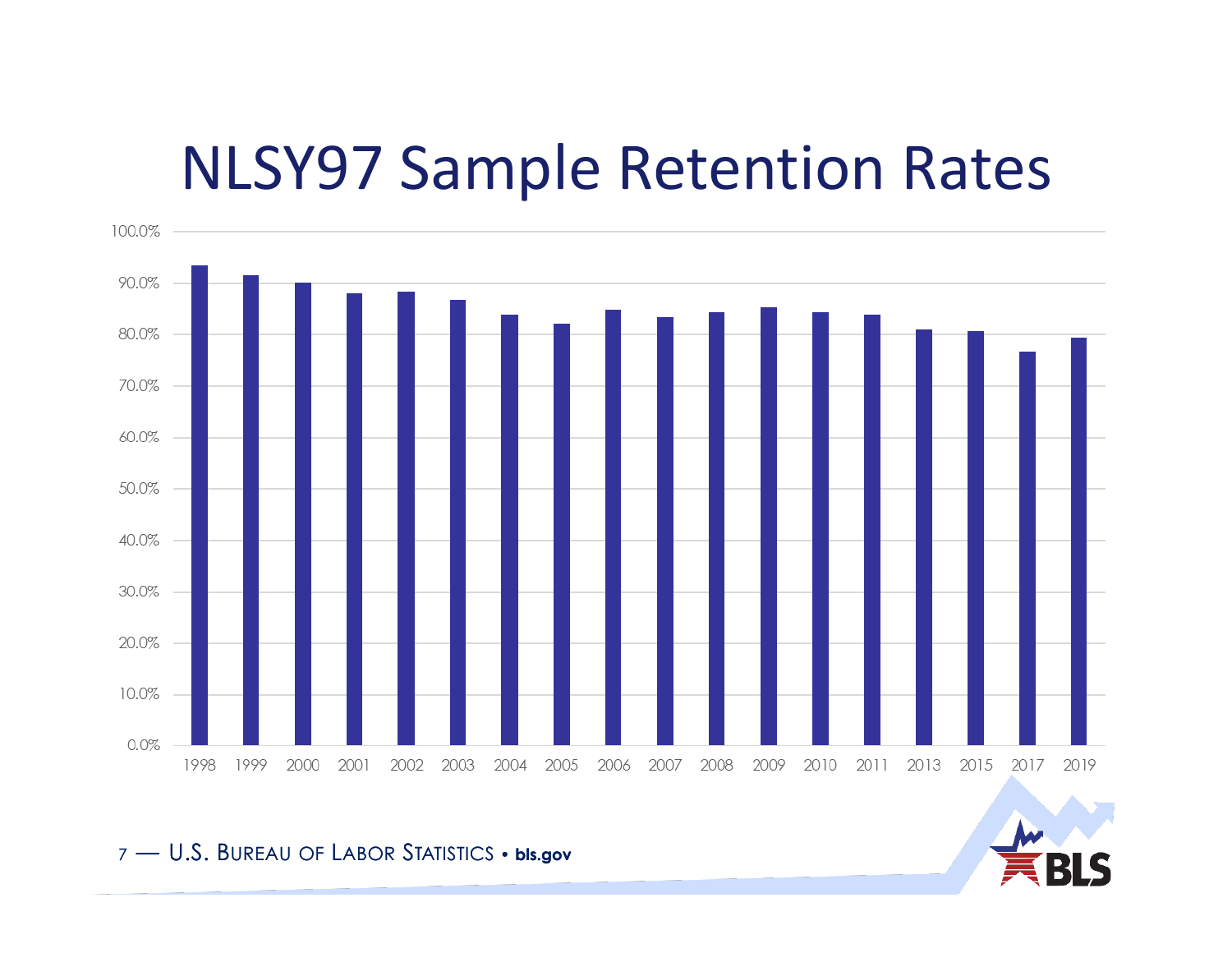# NLSY97 Sample Retention Rates

| Year | Retention Rate |
|---|---|
| 1998 | ~93.5% |
| 1999 | ~91.5% |
| 2000 | ~90.0% |
| 2001 | ~88.0% |
| 2002 | ~88.3% |
| 2003 | ~86.7% |
| 2004 | ~83.8% |
| 2005 | ~82.1% |
| 2006 | ~84.8% |
| 2007 | ~83.3% |
| 2008 | ~84.3% |
| 2009 | ~85.3% |
| 2010 | ~84.3% |
| 2011 | ~83.8% |
| 2013 | ~81.0% |
| 2015 | ~80.6% |
| 2017 | ~76.6% |
| 2019 | ~79.3% |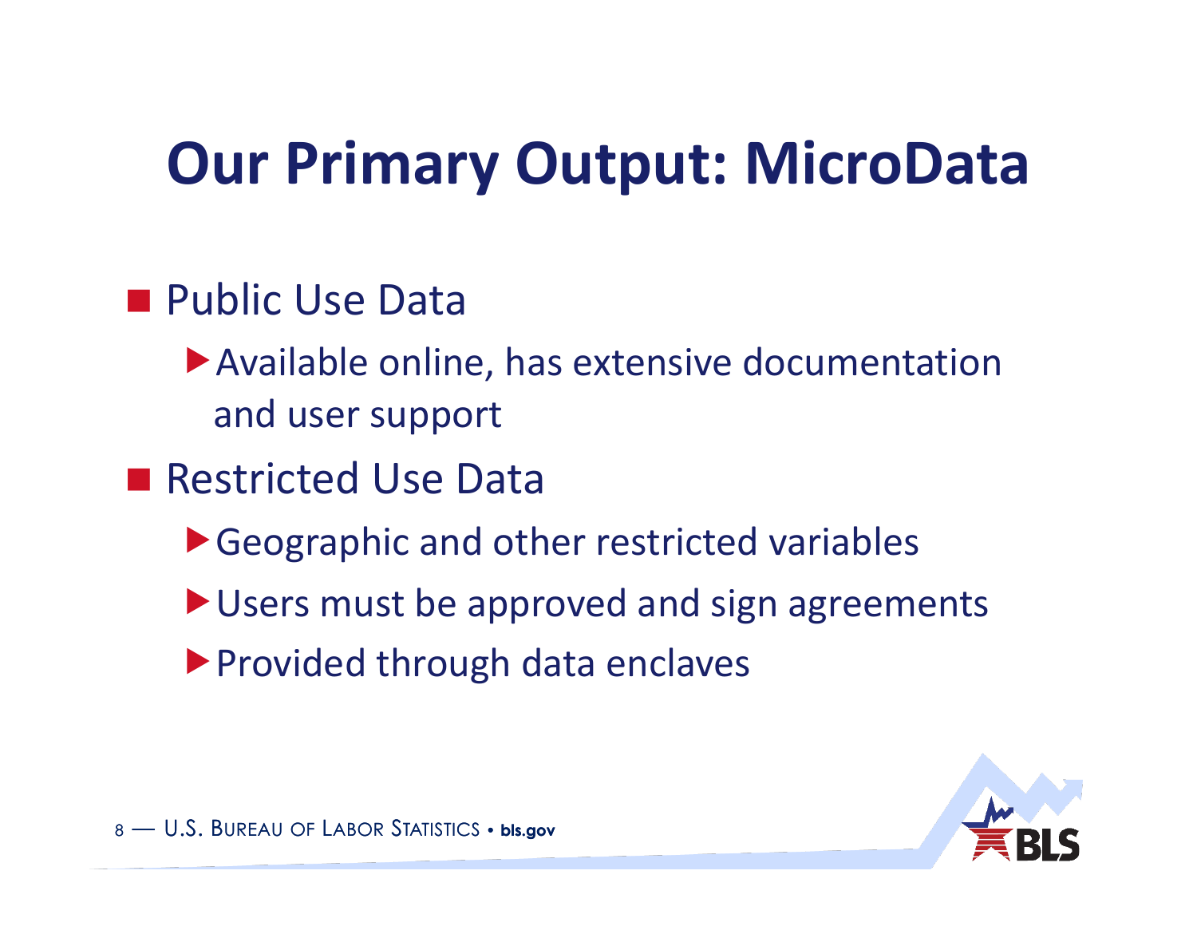# Our Primary Output: MicroData

- Public Use Data
  - Available online, has extensive documentation and user support
- Restricted Use Data
  - Geographic and other restricted variables
  - Users must be approved and sign agreements
  - Provided through data enclaves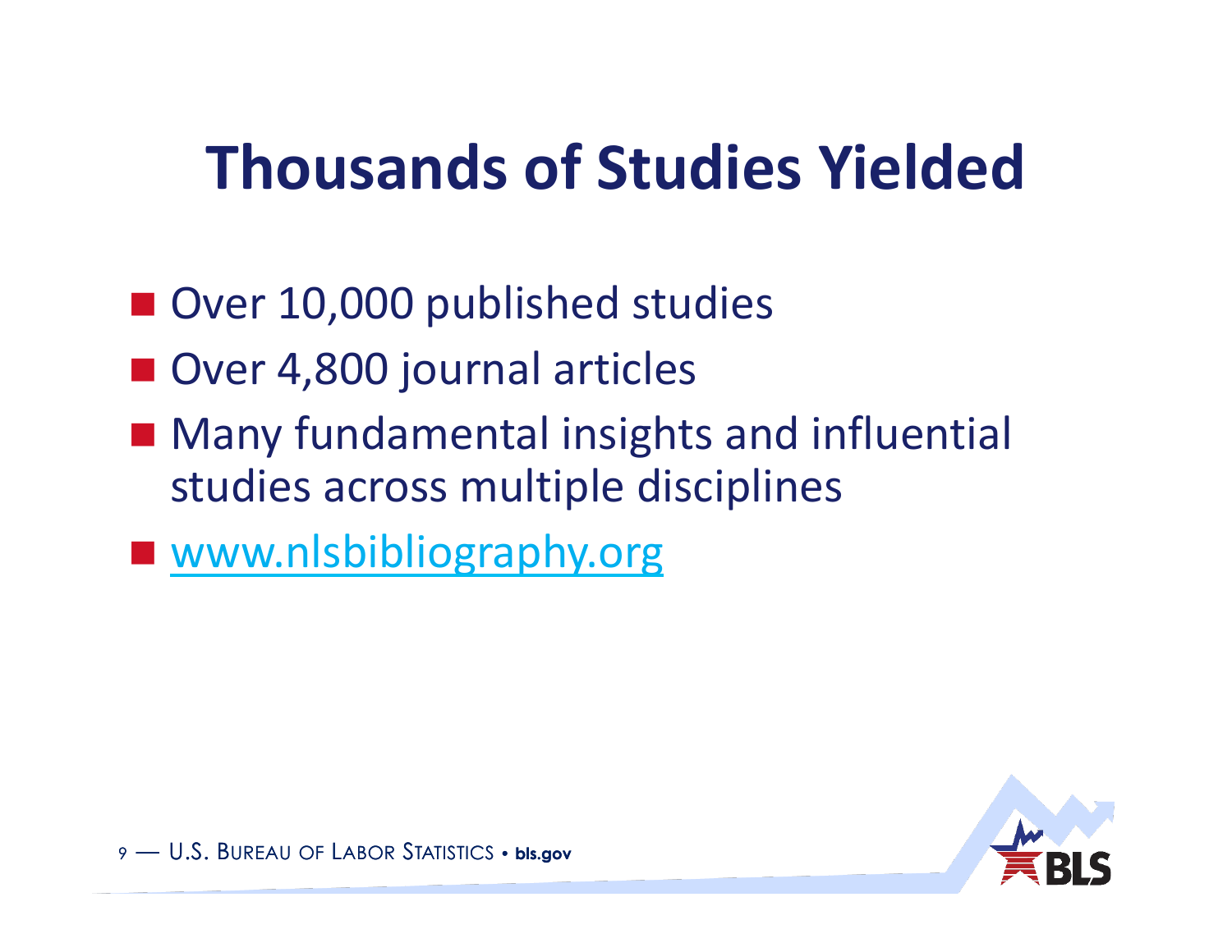# Thousands of Studies Yielded

- Over 10,000 published studies
- Over 4,800 journal articles
- Many fundamental insights and influential studies across multiple disciplines
- www.nlsbibliography.org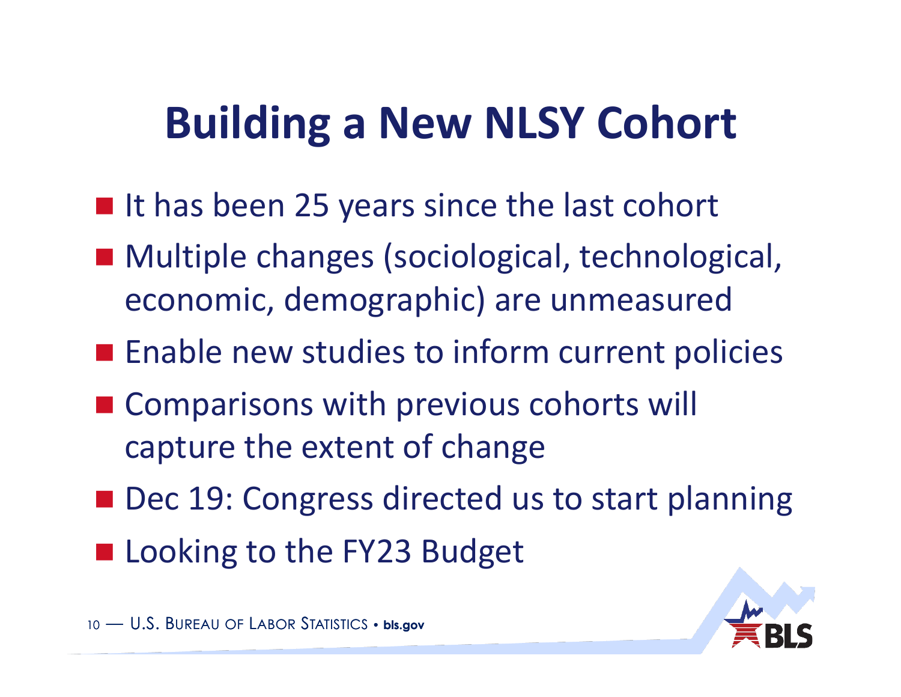# Building a New NLSY Cohort

- It has been 25 years since the last cohort
- Multiple changes (sociological, technological, economic, demographic) are unmeasured
- Enable new studies to inform current policies
- Comparisons with previous cohorts will capture the extent of change
- Dec 19: Congress directed us to start planning
- Looking to the FY23 Budget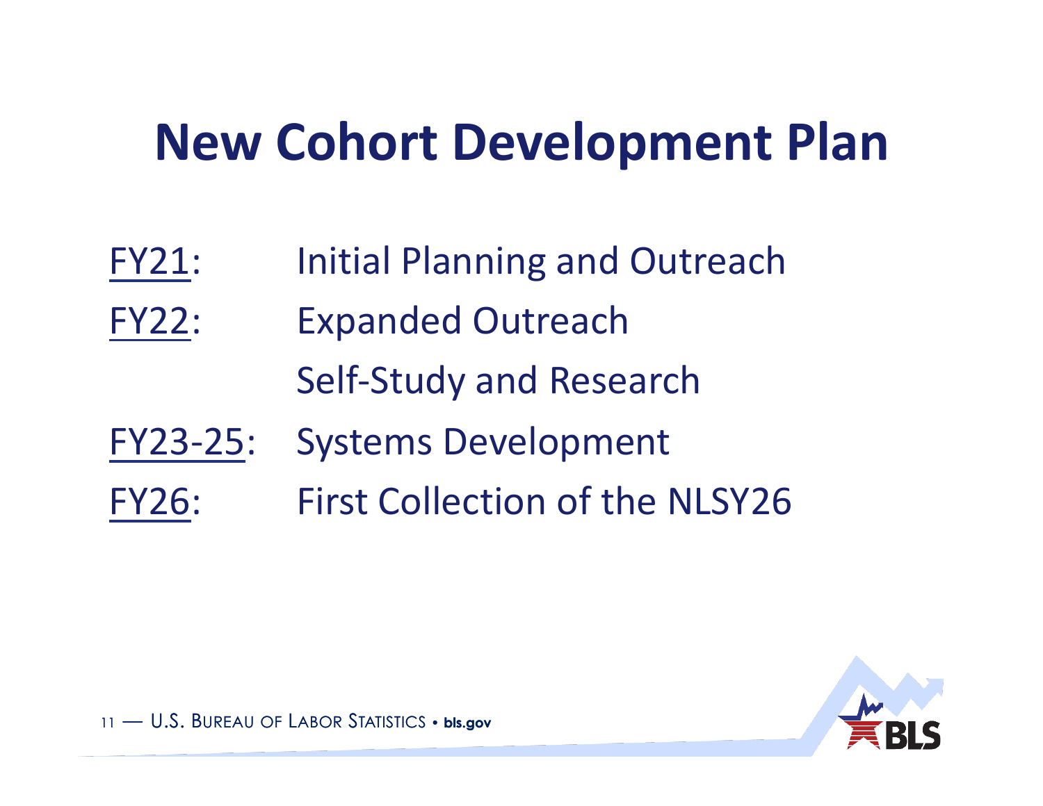# New Cohort Development Plan

FY21: Initial Planning and Outreach

FY22: Expanded Outreach

Self-Study and Research

FY23-25: Systems Development

FY26: First Collection of the NLSY26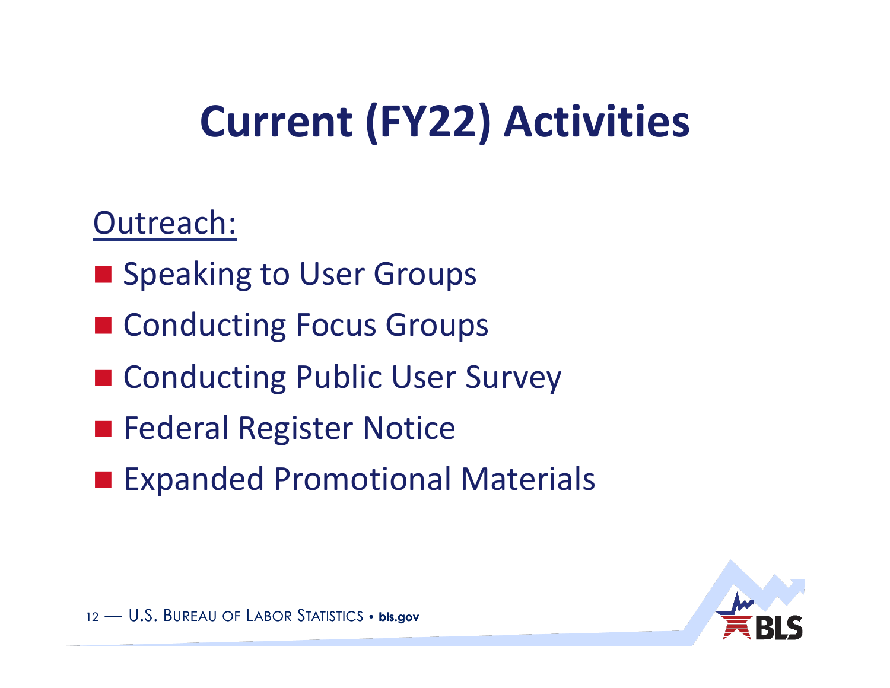# Current (FY22) Activities

<u>Outreach:</u>

- Speaking to User Groups
- Conducting Focus Groups
- Conducting Public User Survey
- Federal Register Notice
- Expanded Promotional Materials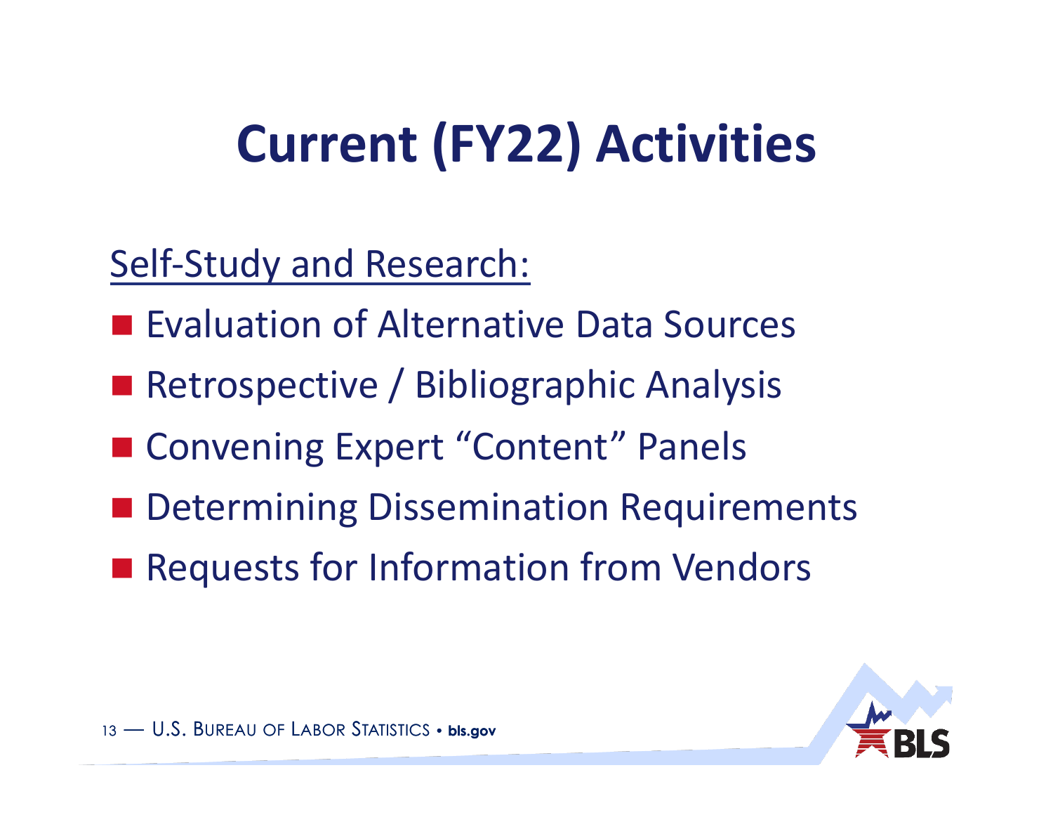# Current (FY22) Activities

<u>Self-Study and Research:</u>

- Evaluation of Alternative Data Sources
- Retrospective / Bibliographic Analysis
- Convening Expert "Content" Panels
- Determining Dissemination Requirements
- Requests for Information from Vendors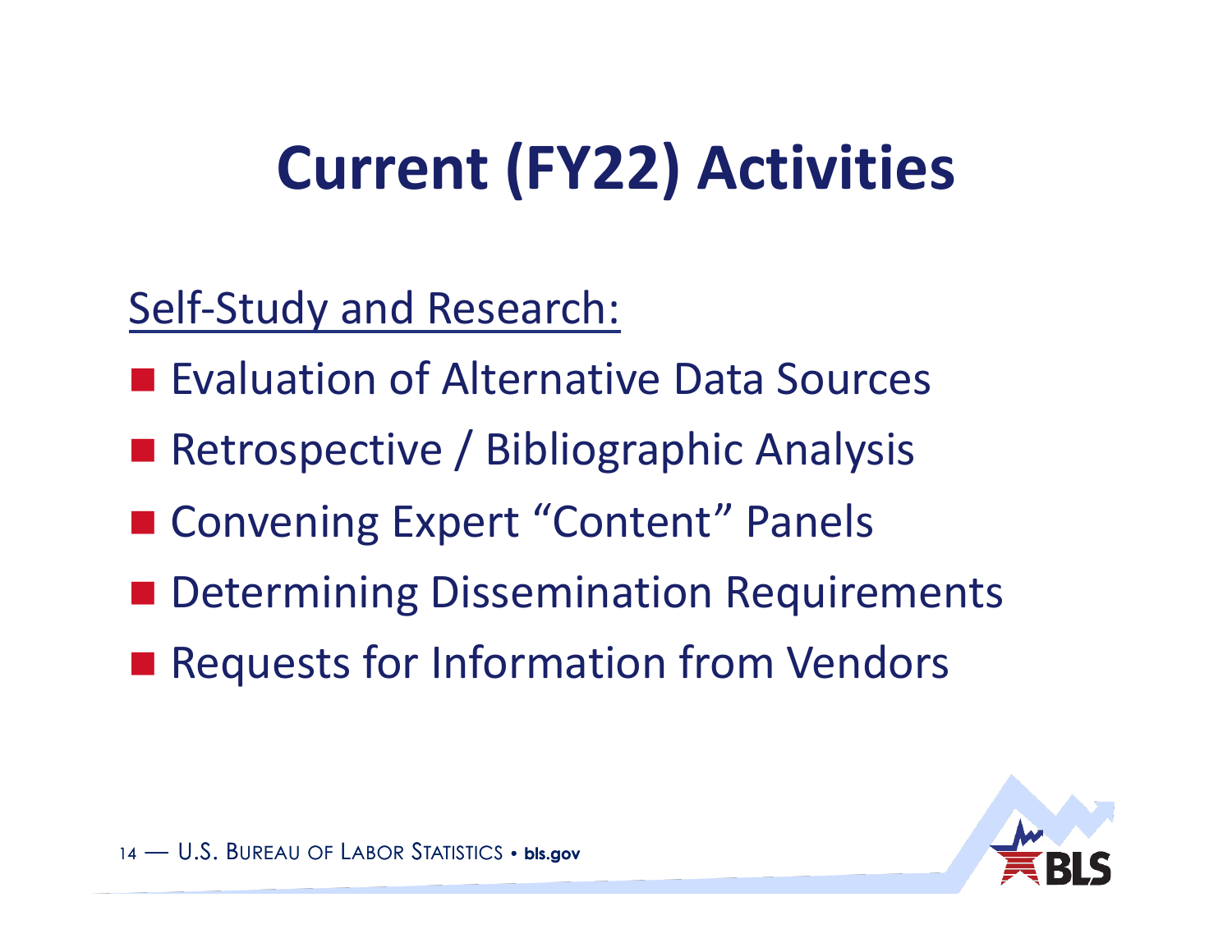# Current (FY22) Activities

<u>Self-Study and Research:</u>

- Evaluation of Alternative Data Sources
- Retrospective / Bibliographic Analysis
- Convening Expert "Content" Panels
- Determining Dissemination Requirements
- Requests for Information from Vendors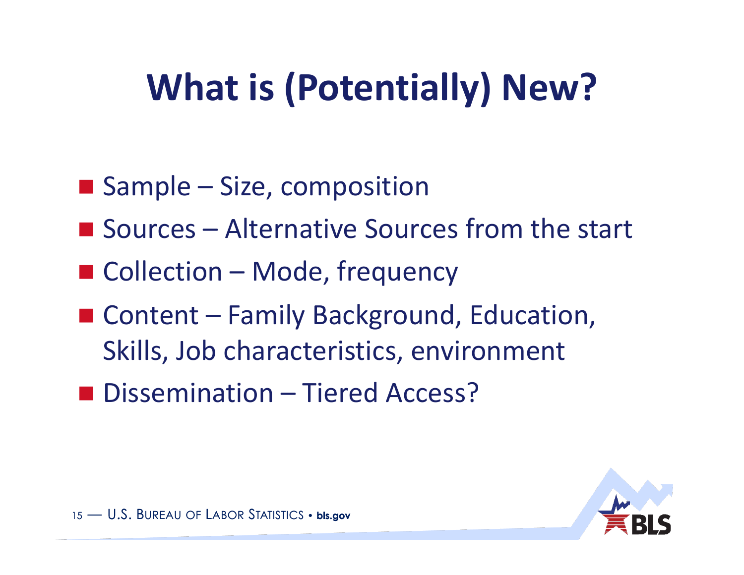# What is (Potentially) New?

- Sample – Size, composition
- Sources – Alternative Sources from the start
- Collection – Mode, frequency
- Content – Family Background, Education, Skills, Job characteristics, environment
- Dissemination – Tiered Access?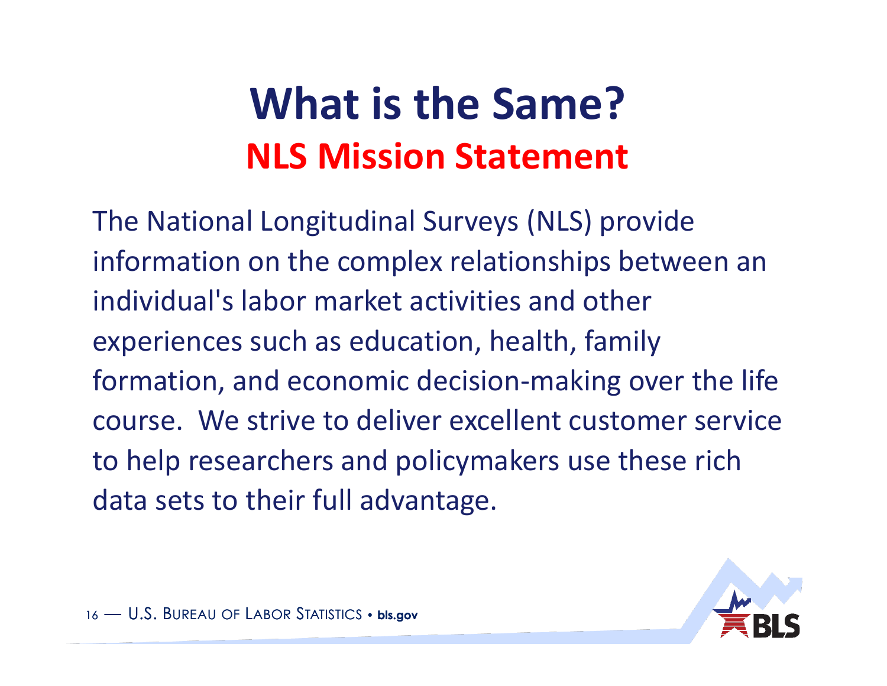# What is the Same?

## NLS Mission Statement

The National Longitudinal Surveys (NLS) provide information on the complex relationships between an individual's labor market activities and other experiences such as education, health, family formation, and economic decision-making over the life course. We strive to deliver excellent customer service to help researchers and policymakers use these rich data sets to their full advantage.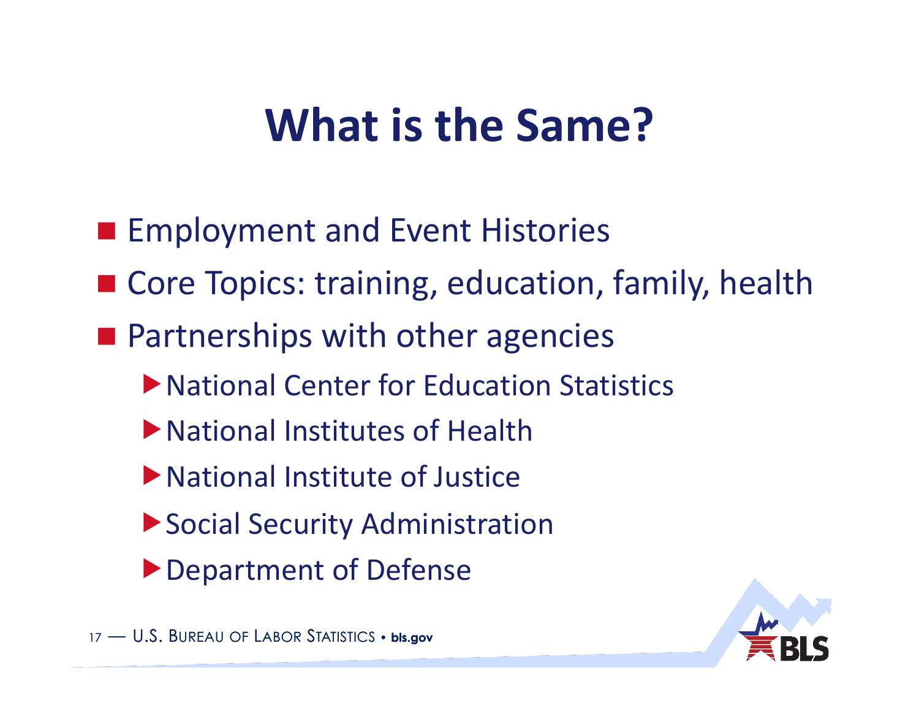# What is the Same?

- Employment and Event Histories
- Core Topics: training, education, family, health
- Partnerships with other agencies
  - National Center for Education Statistics
  - National Institutes of Health
  - National Institute of Justice
  - Social Security Administration
  - Department of Defense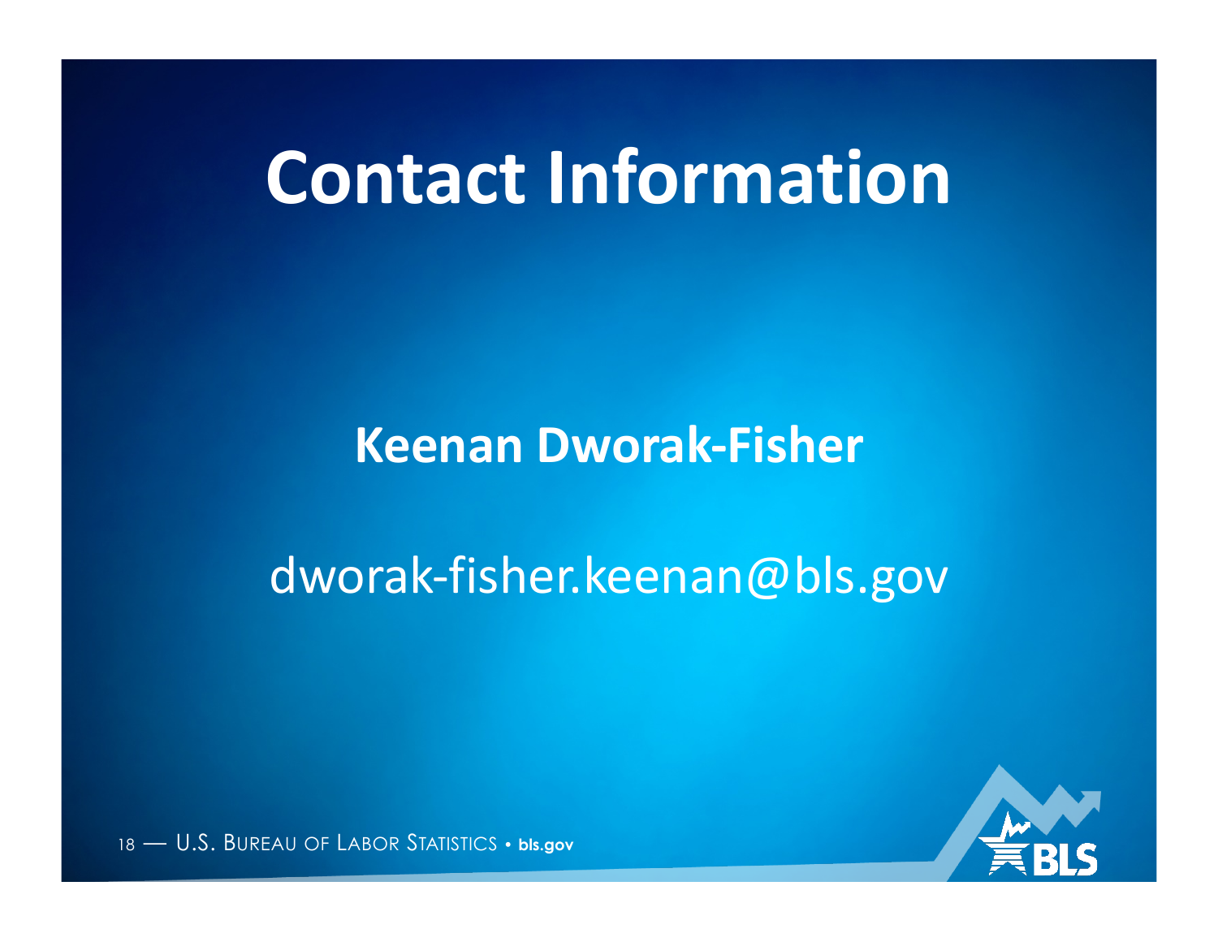# Contact Information

**Keenan Dworak-Fisher**

dworak-fisher.keenan@bls.gov